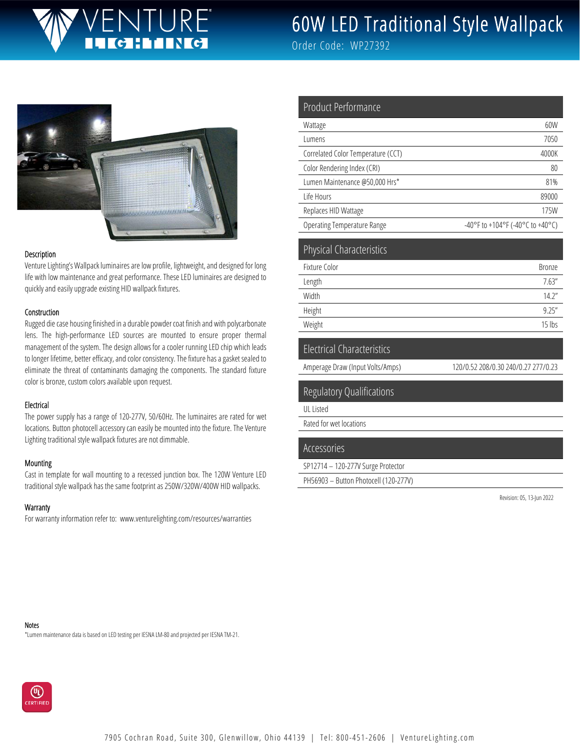# 60W LED Traditional Style Wallpack

Order Code: WP27392

## Product Performance

| Product Performance | |
|---|---|
| Wattage | 60W |
| Lumens | 7050 |
| Correlated Color Temperature (CCT) | 4000K |
| Color Rendering Index (CRI) | 80 |
| Lumen Maintenance @50,000 Hrs* | 81% |
| Life Hours | 89000 |
| Replaces HID Wattage | 175W |
| Operating Temperature Range | -40°F to +104°F (-40°C to +40°C) |

## Physical Characteristics

| Physical Characteristics | |
|---|---|
| Fixture Color | Bronze |
| Length | 7.63" |
| Width | 14.2" |
| Height | 9.25" |
| Weight | 15 lbs |

## Electrical Characteristics

| Electrical Characteristics | |
|---|---|
| Amperage Draw (Input Volts/Amps) | 120/0.52 208/0.30 240/0.27 277/0.23 |

## Regulatory Qualifications

- UL Listed
- Rated for wet locations

## Accessories

- SP12714 – 120-277V Surge Protector
- PH56903 – Button Photocell (120-277V)

Revision: 05, 13-Jun 2022

### Description

Venture Lighting's Wallpack luminaires are low profile, lightweight, and designed for long life with low maintenance and great performance. These LED luminaires are designed to quickly and easily upgrade existing HID wallpack fixtures.

### Construction

Rugged die case housing finished in a durable powder coat finish and with polycarbonate lens. The high-performance LED sources are mounted to ensure proper thermal management of the system. The design allows for a cooler running LED chip which leads to longer lifetime, better efficacy, and color consistency. The fixture has a gasket sealed to eliminate the threat of contaminants damaging the components. The standard fixture color is bronze, custom colors available upon request.

### Electrical

The power supply has a range of 120-277V, 50/60Hz. The luminaires are rated for wet locations. Button photocell accessory can easily be mounted into the fixture. The Venture Lighting traditional style wallpack fixtures are not dimmable.

### Mounting

Cast in template for wall mounting to a recessed junction box. The 120W Venture LED traditional style wallpack has the same footprint as 250W/320W/400W HID wallpacks.

### Warranty

For warranty information refer to: www.venturelighting.com/resources/warranties

### Notes

*Lumen maintenance data is based on LED testing per IESNA LM-80 and projected per IESNA TM-21.

7905 Cochran Road, Suite 300, Glenwillow, Ohio 44139 | Tel: 800-451-2606 | VentureLighting.com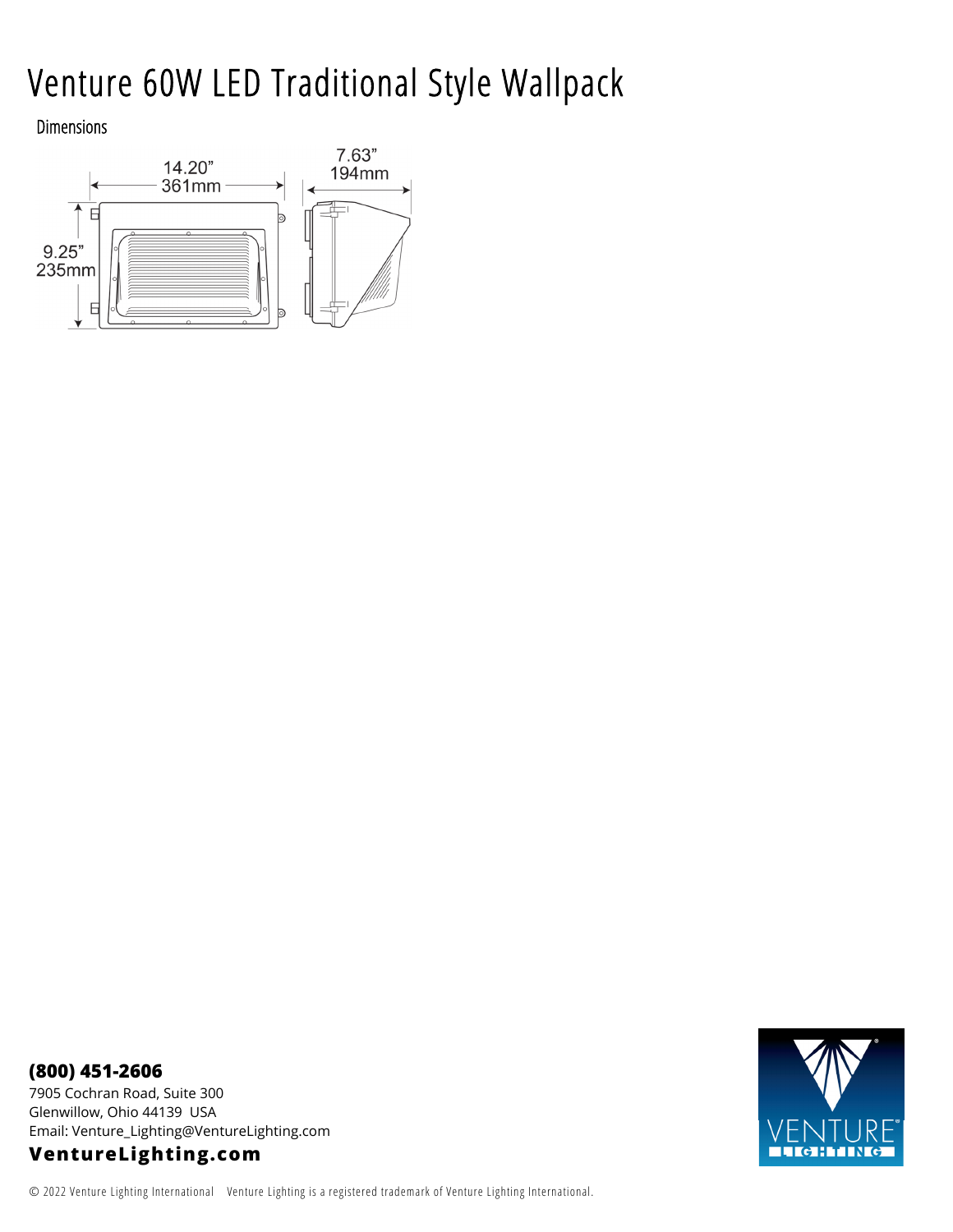# Venture 60W LED Traditional Style Wallpack

Dimensions

14.20"
361mm

7.63"
194mm

9.25"
235mm

**(800) 451-2606**
7905 Cochran Road, Suite 300
Glenwillow, Ohio 44139 USA
Email: Venture_Lighting@VentureLighting.com
**VentureLighting.com**

VENTURE LIGHTING

© 2022 Venture Lighting International Venture Lighting is a registered trademark of Venture Lighting International.